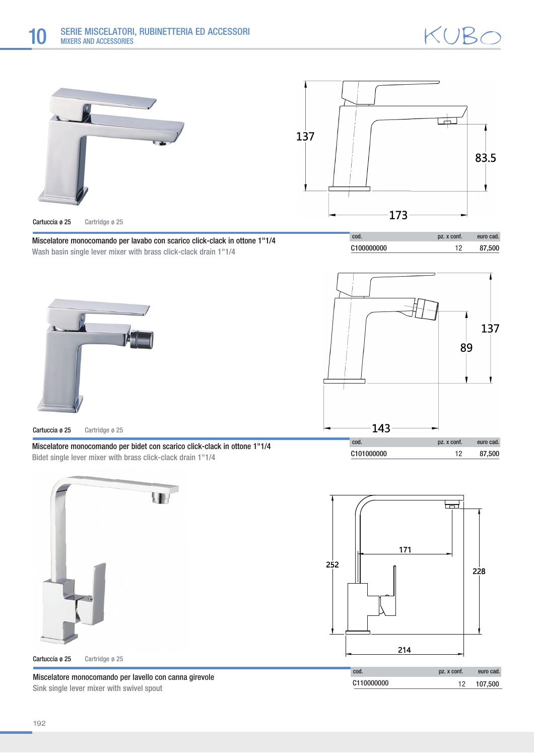# SERIE MISCELATORI, RUBINETTERIA ED ACCESSORI
MIXERS AND ACCESSORIES

KUBO

Cartuccia ø 25 Cartridge ø 25

**Miscelatore monocomando per lavabo con scarico click-clack in ottone 1"1/4**
Wash basin single lever mixer with brass click-clack drain 1"1/4

| cod. | pz. x conf. | euro cad. |
|---|---|---|
| C100000000 | 12 | 87,500 |

Cartuccia ø 25 Cartridge ø 25

**Miscelatore monocomando per bidet con scarico click-clack in ottone 1"1/4**
Bidet single lever mixer with brass click-clack drain 1"1/4

| cod. | pz. x conf. | euro cad. |
|---|---|---|
| C101000000 | 12 | 87,500 |

Cartuccia ø 25 Cartridge ø 25

**Miscelatore monocomando per lavello con canna girevole**
Sink single lever mixer with swivel spout

| cod. | pz. x conf. | euro cad. |
|---|---|---|
| C110000000 | 12 | 107,500 |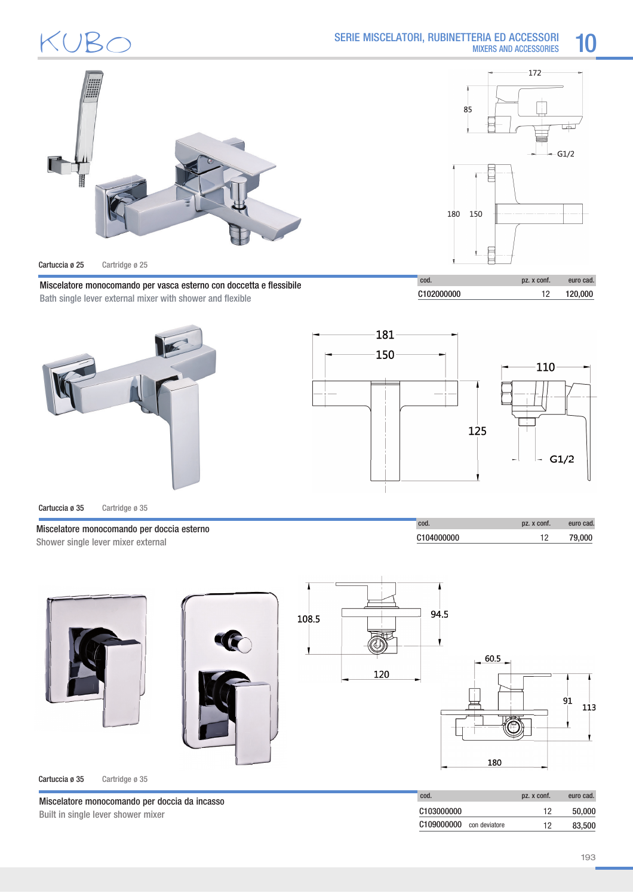# KUBO

SERIE MISCELATORI, RUBINETTERIA ED ACCESSORI
MIXERS AND ACCESSORIES

172
85
G1/2
180
150

Cartuccia ø 25 Cartridge ø 25

**Miscelatore monocomando per vasca esterno con doccetta e flessibile**
Bath single lever external mixer with shower and flexible

| cod. | pz. x conf. | euro cad. |
|---|---|---|
| C102000000 | 12 | 120,000 |

181
150
110
125
G1/2

Cartuccia ø 35 Cartridge ø 35

**Miscelatore monocomando per doccia esterno**
Shower single lever mixer external

| cod. | pz. x conf. | euro cad. |
|---|---|---|
| C104000000 | 12 | 79,000 |

108.5
94.5
120
60.5
91
113
180

Cartuccia ø 35 Cartridge ø 35

**Miscelatore monocomando per doccia da incasso**
Built in single lever shower mixer

| cod. | | pz. x conf. | euro cad. |
|---|---|---|---|
| C103000000 | | 12 | 50,000 |
| C109000000 | con deviatore | 12 | 83,500 |